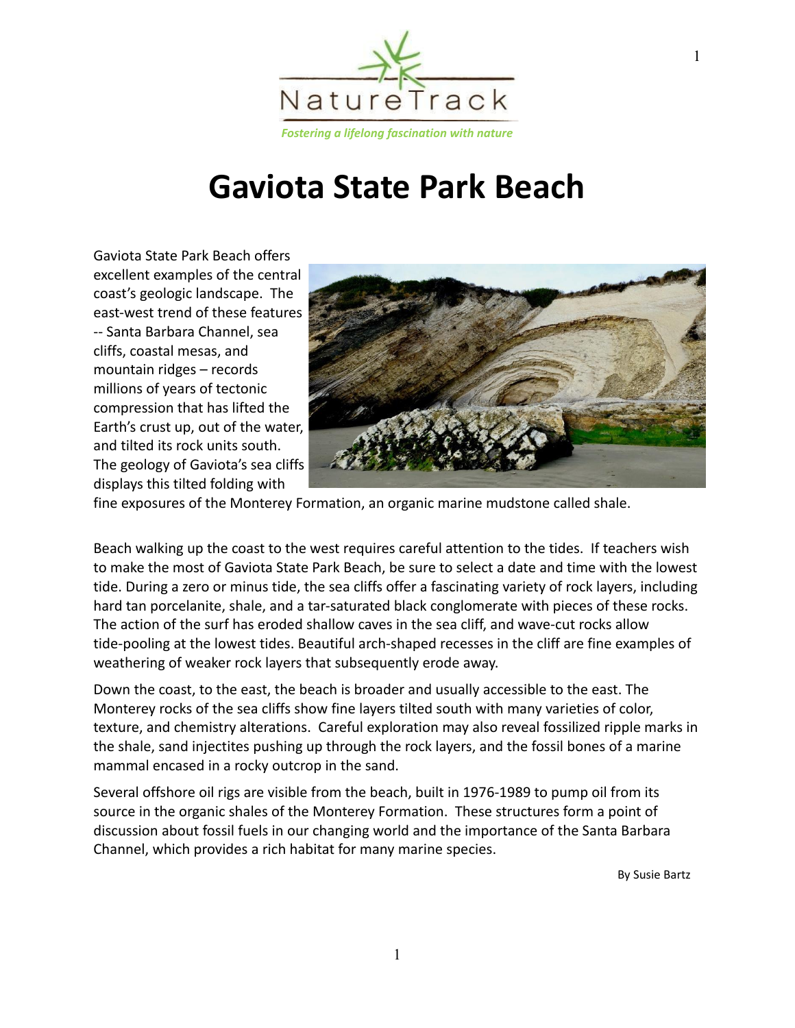NatureTrack

*Fostering a lifelong fascination with nature*

# Gaviota State Park Beach

Gaviota State Park Beach offers excellent examples of the central coast's geologic landscape. The east-west trend of these features -- Santa Barbara Channel, sea cliffs, coastal mesas, and mountain ridges – records millions of years of tectonic compression that has lifted the Earth's crust up, out of the water, and tilted its rock units south. The geology of Gaviota's sea cliffs displays this tilted folding with fine exposures of the Monterey Formation, an organic marine mudstone called shale.

Beach walking up the coast to the west requires careful attention to the tides. If teachers wish to make the most of Gaviota State Park Beach, be sure to select a date and time with the lowest tide. During a zero or minus tide, the sea cliffs offer a fascinating variety of rock layers, including hard tan porcelanite, shale, and a tar-saturated black conglomerate with pieces of these rocks. The action of the surf has eroded shallow caves in the sea cliff, and wave-cut rocks allow tide-pooling at the lowest tides. Beautiful arch-shaped recesses in the cliff are fine examples of weathering of weaker rock layers that subsequently erode away.

Down the coast, to the east, the beach is broader and usually accessible to the east. The Monterey rocks of the sea cliffs show fine layers tilted south with many varieties of color, texture, and chemistry alterations. Careful exploration may also reveal fossilized ripple marks in the shale, sand injectites pushing up through the rock layers, and the fossil bones of a marine mammal encased in a rocky outcrop in the sand.

Several offshore oil rigs are visible from the beach, built in 1976-1989 to pump oil from its source in the organic shales of the Monterey Formation. These structures form a point of discussion about fossil fuels in our changing world and the importance of the Santa Barbara Channel, which provides a rich habitat for many marine species.

By Susie Bartz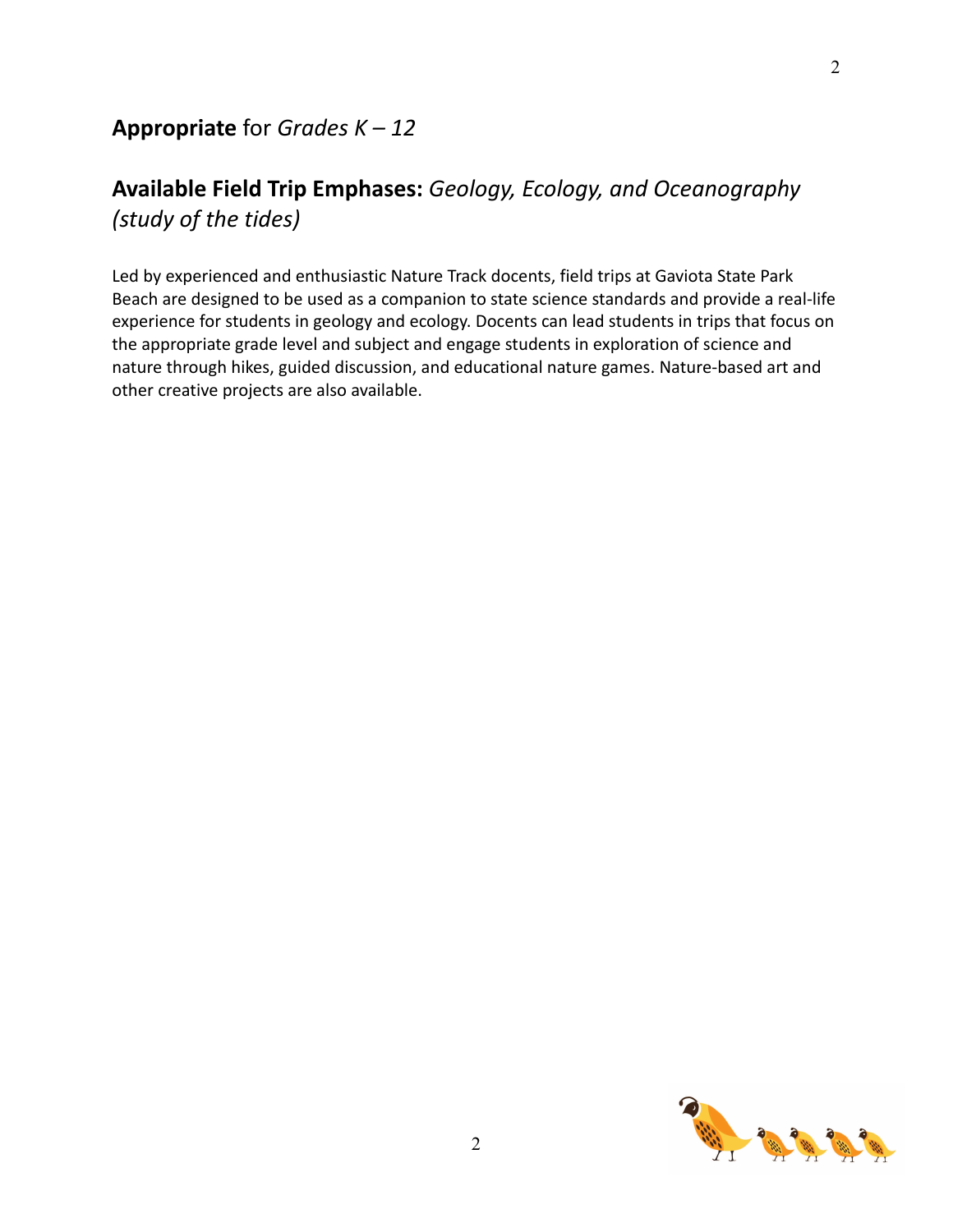## **Appropriate** for *Grades K – 12*

## **Available Field Trip Emphases:** *Geology, Ecology, and Oceanography (study of the tides)*

Led by experienced and enthusiastic Nature Track docents, field trips at Gaviota State Park Beach are designed to be used as a companion to state science standards and provide a real-life experience for students in geology and ecology. Docents can lead students in trips that focus on the appropriate grade level and subject and engage students in exploration of science and nature through hikes, guided discussion, and educational nature games. Nature-based art and other creative projects are also available.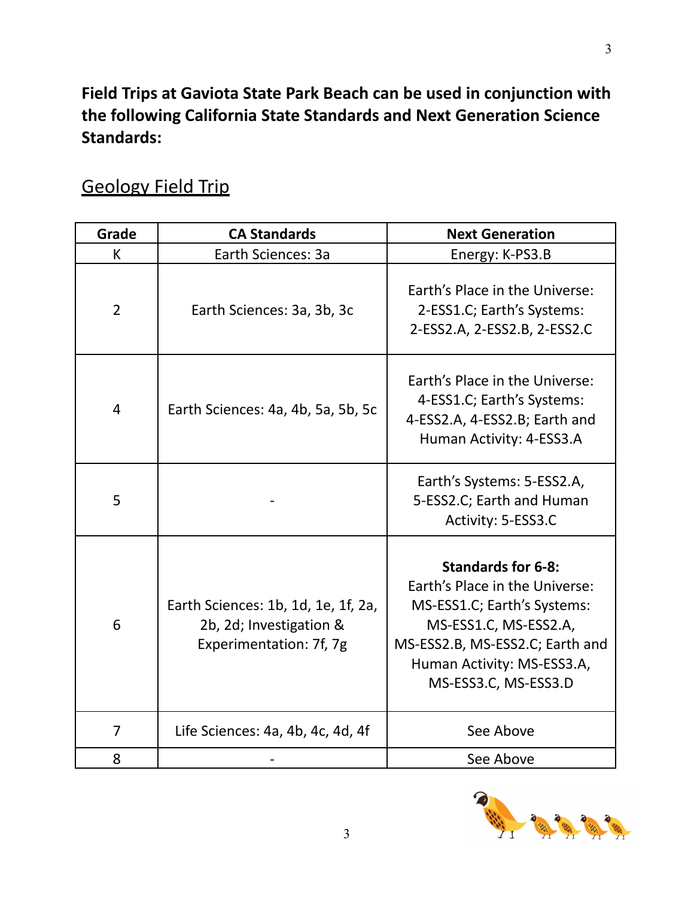**Field Trips at Gaviota State Park Beach can be used in conjunction with the following California State Standards and Next Generation Science Standards:**

## Geology Field Trip

| Grade | CA Standards | Next Generation |
|---|---|---|
| K | Earth Sciences: 3a | Energy: K-PS3.B |
| 2 | Earth Sciences: 3a, 3b, 3c | Earth's Place in the Universe: 2-ESS1.C; Earth's Systems: 2-ESS2.A, 2-ESS2.B, 2-ESS2.C |
| 4 | Earth Sciences: 4a, 4b, 5a, 5b, 5c | Earth's Place in the Universe: 4-ESS1.C; Earth's Systems: 4-ESS2.A, 4-ESS2.B; Earth and Human Activity: 4-ESS3.A |
| 5 | - | Earth's Systems: 5-ESS2.A, 5-ESS2.C; Earth and Human Activity: 5-ESS3.C |
| 6 | Earth Sciences: 1b, 1d, 1e, 1f, 2a, 2b, 2d; Investigation & Experimentation: 7f, 7g | **Standards for 6-8:** Earth's Place in the Universe: MS-ESS1.C; Earth's Systems: MS-ESS1.C, MS-ESS2.A, MS-ESS2.B, MS-ESS2.C; Earth and Human Activity: MS-ESS3.A, MS-ESS3.C, MS-ESS3.D |
| 7 | Life Sciences: 4a, 4b, 4c, 4d, 4f | See Above |
| 8 | - | See Above |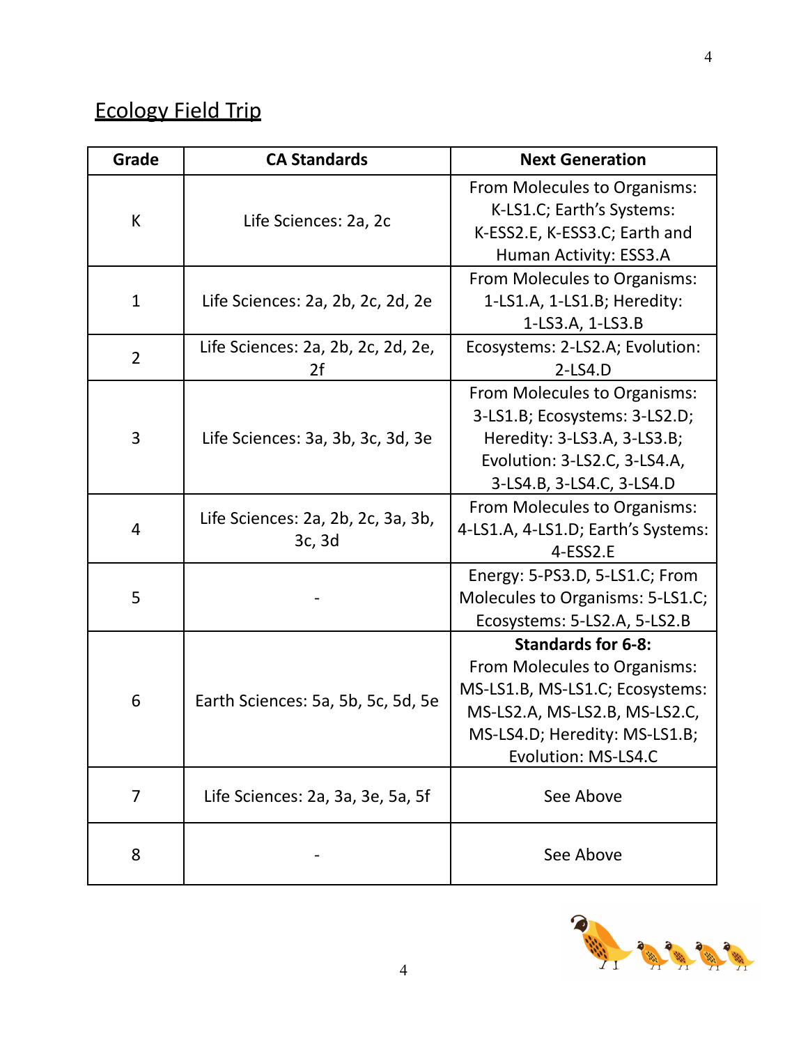## Ecology Field Trip

| Grade | CA Standards | Next Generation |
|---|---|---|
| K | Life Sciences: 2a, 2c | From Molecules to Organisms: K-LS1.C; Earth's Systems: K-ESS2.E, K-ESS3.C; Earth and Human Activity: ESS3.A |
| 1 | Life Sciences: 2a, 2b, 2c, 2d, 2e | From Molecules to Organisms: 1-LS1.A, 1-LS1.B; Heredity: 1-LS3.A, 1-LS3.B |
| 2 | Life Sciences: 2a, 2b, 2c, 2d, 2e, 2f | Ecosystems: 2-LS2.A; Evolution: 2-LS4.D |
| 3 | Life Sciences: 3a, 3b, 3c, 3d, 3e | From Molecules to Organisms: 3-LS1.B; Ecosystems: 3-LS2.D; Heredity: 3-LS3.A, 3-LS3.B; Evolution: 3-LS2.C, 3-LS4.A, 3-LS4.B, 3-LS4.C, 3-LS4.D |
| 4 | Life Sciences: 2a, 2b, 2c, 3a, 3b, 3c, 3d | From Molecules to Organisms: 4-LS1.A, 4-LS1.D; Earth's Systems: 4-ESS2.E |
| 5 | - | Energy: 5-PS3.D, 5-LS1.C; From Molecules to Organisms: 5-LS1.C; Ecosystems: 5-LS2.A, 5-LS2.B |
| 6 | Earth Sciences: 5a, 5b, 5c, 5d, 5e | **Standards for 6-8:** From Molecules to Organisms: MS-LS1.B, MS-LS1.C; Ecosystems: MS-LS2.A, MS-LS2.B, MS-LS2.C, MS-LS4.D; Heredity: MS-LS1.B; Evolution: MS-LS4.C |
| 7 | Life Sciences: 2a, 3a, 3e, 5a, 5f | See Above |
| 8 | - | See Above |